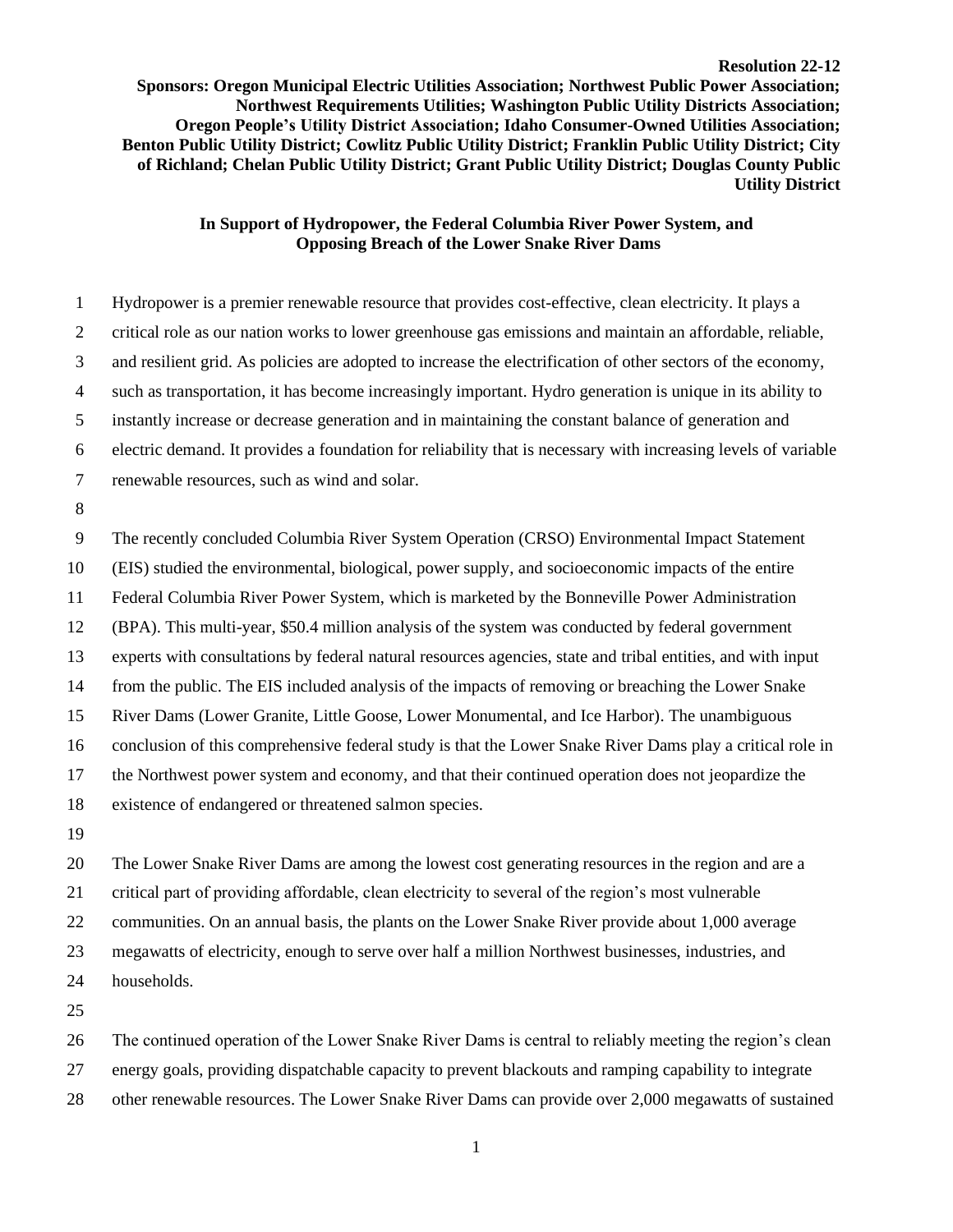**Resolution 22-12**

**Sponsors: Oregon Municipal Electric Utilities Association; Northwest Public Power Association; Northwest Requirements Utilities; Washington Public Utility Districts Association; Oregon People's Utility District Association; Idaho Consumer-Owned Utilities Association; Benton Public Utility District; Cowlitz Public Utility District; Franklin Public Utility District; City of Richland; Chelan Public Utility District; Grant Public Utility District; Douglas County Public Utility District**

**In Support of Hydropower, the Federal Columbia River Power System, and Opposing Breach of the Lower Snake River Dams**

Hydropower is a premier renewable resource that provides cost-effective, clean electricity. It plays a critical role as our nation works to lower greenhouse gas emissions and maintain an affordable, reliable, and resilient grid. As policies are adopted to increase the electrification of other sectors of the economy, such as transportation, it has become increasingly important. Hydro generation is unique in its ability to instantly increase or decrease generation and in maintaining the constant balance of generation and electric demand. It provides a foundation for reliability that is necessary with increasing levels of variable renewable resources, such as wind and solar.

The recently concluded Columbia River System Operation (CRSO) Environmental Impact Statement (EIS) studied the environmental, biological, power supply, and socioeconomic impacts of the entire Federal Columbia River Power System, which is marketed by the Bonneville Power Administration (BPA). This multi-year, $50.4 million analysis of the system was conducted by federal government experts with consultations by federal natural resources agencies, state and tribal entities, and with input from the public. The EIS included analysis of the impacts of removing or breaching the Lower Snake River Dams (Lower Granite, Little Goose, Lower Monumental, and Ice Harbor). The unambiguous conclusion of this comprehensive federal study is that the Lower Snake River Dams play a critical role in the Northwest power system and economy, and that their continued operation does not jeopardize the existence of endangered or threatened salmon species.

The Lower Snake River Dams are among the lowest cost generating resources in the region and are a critical part of providing affordable, clean electricity to several of the region's most vulnerable communities. On an annual basis, the plants on the Lower Snake River provide about 1,000 average megawatts of electricity, enough to serve over half a million Northwest businesses, industries, and households.

The continued operation of the Lower Snake River Dams is central to reliably meeting the region's clean energy goals, providing dispatchable capacity to prevent blackouts and ramping capability to integrate other renewable resources. The Lower Snake River Dams can provide over 2,000 megawatts of sustained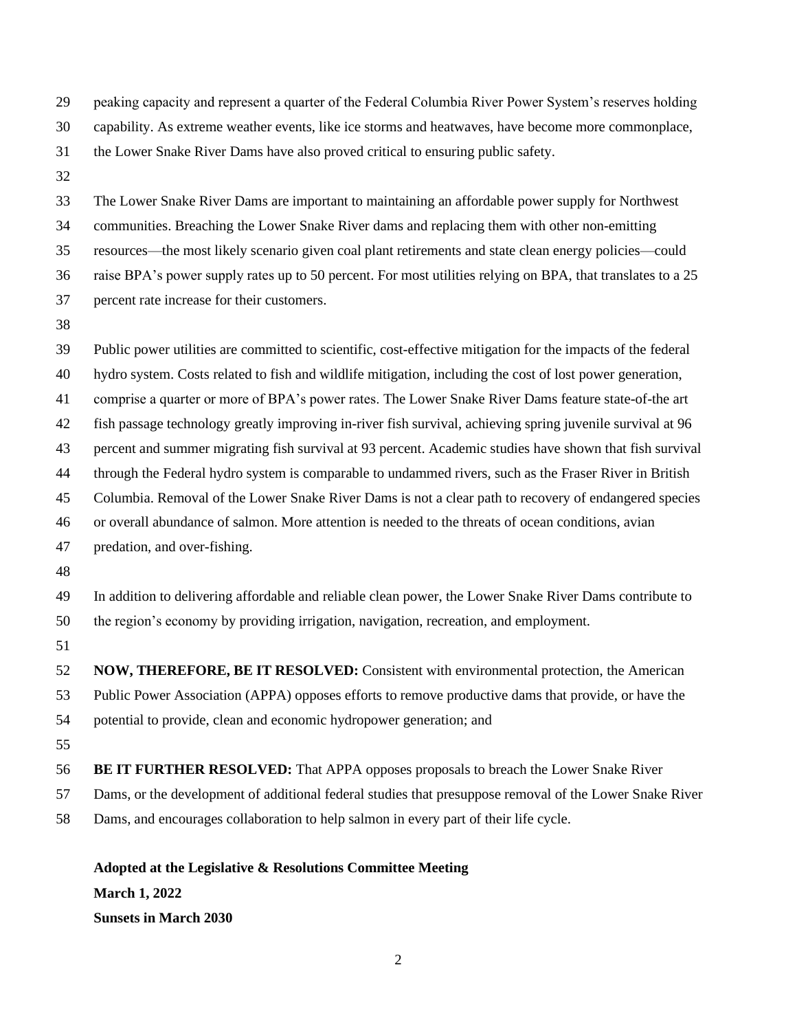peaking capacity and represent a quarter of the Federal Columbia River Power System's reserves holding capability. As extreme weather events, like ice storms and heatwaves, have become more commonplace, the Lower Snake River Dams have also proved critical to ensuring public safety.

The Lower Snake River Dams are important to maintaining an affordable power supply for Northwest communities. Breaching the Lower Snake River dams and replacing them with other non-emitting resources—the most likely scenario given coal plant retirements and state clean energy policies—could raise BPA's power supply rates up to 50 percent. For most utilities relying on BPA, that translates to a 25 percent rate increase for their customers.

Public power utilities are committed to scientific, cost-effective mitigation for the impacts of the federal hydro system. Costs related to fish and wildlife mitigation, including the cost of lost power generation, comprise a quarter or more of BPA's power rates. The Lower Snake River Dams feature state-of-the art fish passage technology greatly improving in-river fish survival, achieving spring juvenile survival at 96 percent and summer migrating fish survival at 93 percent. Academic studies have shown that fish survival through the Federal hydro system is comparable to undammed rivers, such as the Fraser River in British Columbia. Removal of the Lower Snake River Dams is not a clear path to recovery of endangered species or overall abundance of salmon. More attention is needed to the threats of ocean conditions, avian predation, and over-fishing.

In addition to delivering affordable and reliable clean power, the Lower Snake River Dams contribute to the region's economy by providing irrigation, navigation, recreation, and employment.

**NOW, THEREFORE, BE IT RESOLVED:** Consistent with environmental protection, the American Public Power Association (APPA) opposes efforts to remove productive dams that provide, or have the potential to provide, clean and economic hydropower generation; and

**BE IT FURTHER RESOLVED:** That APPA opposes proposals to breach the Lower Snake River Dams, or the development of additional federal studies that presuppose removal of the Lower Snake River Dams, and encourages collaboration to help salmon in every part of their life cycle.

**Adopted at the Legislative & Resolutions Committee Meeting**
**March 1, 2022**
**Sunsets in March 2030**